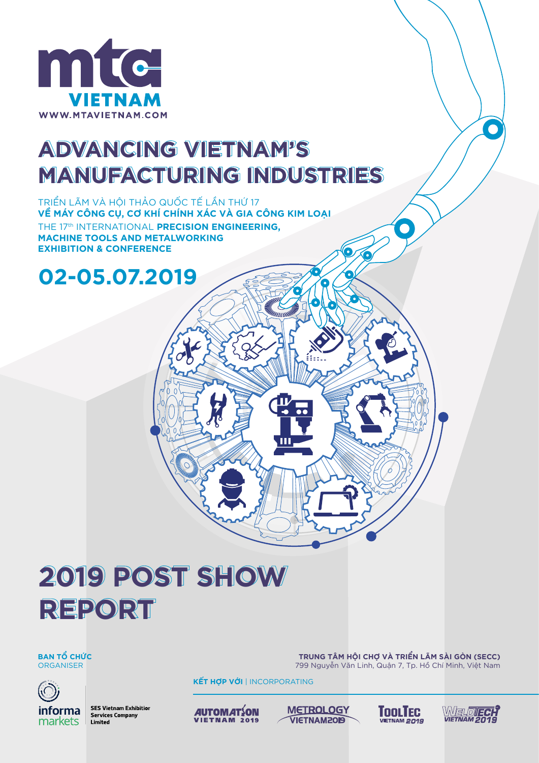mta VIETNAM

WWW.MTAVIETNAM.COM

# ADVANCING VIETNAM'S MANUFACTURING INDUSTRIES

TRIỂN LÃM VÀ HỘI THẢO QUỐC TẾ LẦN THỨ 17
**VỀ MÁY CÔNG CỤ, CƠ KHÍ CHÍNH XÁC VÀ GIA CÔNG KIM LOẠI**

THE 17th INTERNATIONAL **PRECISION ENGINEERING, MACHINE TOOLS AND METALWORKING EXHIBITION & CONFERENCE**

## 02-05.07.2019

# 2019 POST SHOW REPORT

**BAN TỔ CHỨC**
ORGANISER

informa markets

SES Vietnam Exhibition Services Company Limited

**TRUNG TÂM HỘI CHỢ VÀ TRIỂN LÃM SÀI GÒN (SECC)**
799 Nguyễn Văn Linh, Quận 7, Tp. Hồ Chí Minh, Việt Nam

**KẾT HỢP VỚI** | INCORPORATING

AUTOMATION VIETNAM 2019 | METROLOGY VIETNAM2019 | TOOLTEC VIETNAM 2019 | WELDTECH VIETNAM 2019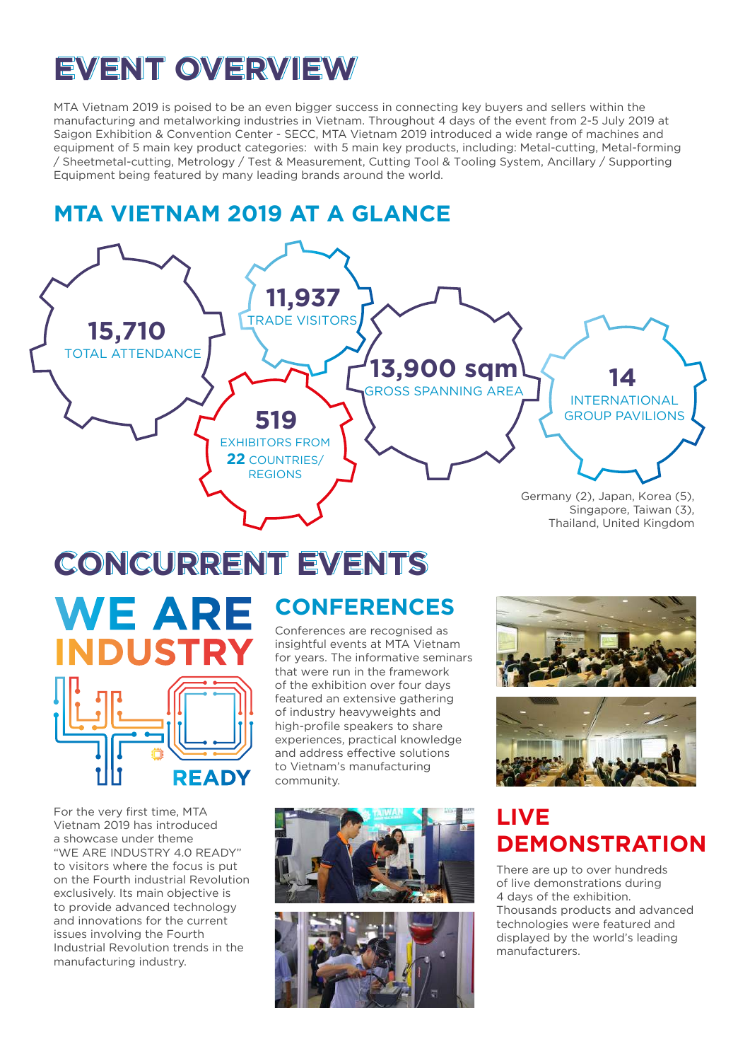# EVENT OVERVIEW

MTA Vietnam 2019 is poised to be an even bigger success in connecting key buyers and sellers within the manufacturing and metalworking industries in Vietnam. Throughout 4 days of the event from 2-5 July 2019 at Saigon Exhibition & Convention Center - SECC, MTA Vietnam 2019 introduced a wide range of machines and equipment of 5 main key product categories:  with 5 main key products, including: Metal-cutting, Metal-forming / Sheetmetal-cutting, Metrology / Test & Measurement, Cutting Tool & Tooling System, Ancillary / Supporting Equipment being featured by many leading brands around the world.

## MTA VIETNAM 2019 AT A GLANCE

**15,710**
TOTAL ATTENDANCE

**11,937**
TRADE VISITORS

**519**
EXHIBITORS FROM **22** COUNTRIES/ REGIONS

**13,900 sqm**
GROSS SPANNING AREA

**14**
INTERNATIONAL GROUP PAVILIONS

Germany (2), Japan, Korea (5), Singapore, Taiwan (3), Thailand, United Kingdom

# CONCURRENT EVENTS

## WE ARE INDUSTRY READY

For the very first time, MTA Vietnam 2019 has introduced a showcase under theme "WE ARE INDUSTRY 4.0 READY" to visitors where the focus is put on the Fourth industrial Revolution exclusively. Its main objective is to provide advanced technology and innovations for the current issues involving the Fourth Industrial Revolution trends in the manufacturing industry.

## CONFERENCES

Conferences are recognised as insightful events at MTA Vietnam for years. The informative seminars that were run in the framework of the exhibition over four days featured an extensive gathering of industry heavyweights and high-profile speakers to share experiences, practical knowledge and address effective solutions to Vietnam's manufacturing community.

## LIVE DEMONSTRATION

There are up to over hundreds of live demonstrations during 4 days of the exhibition. Thousands products and advanced technologies were featured and displayed by the world's leading manufacturers.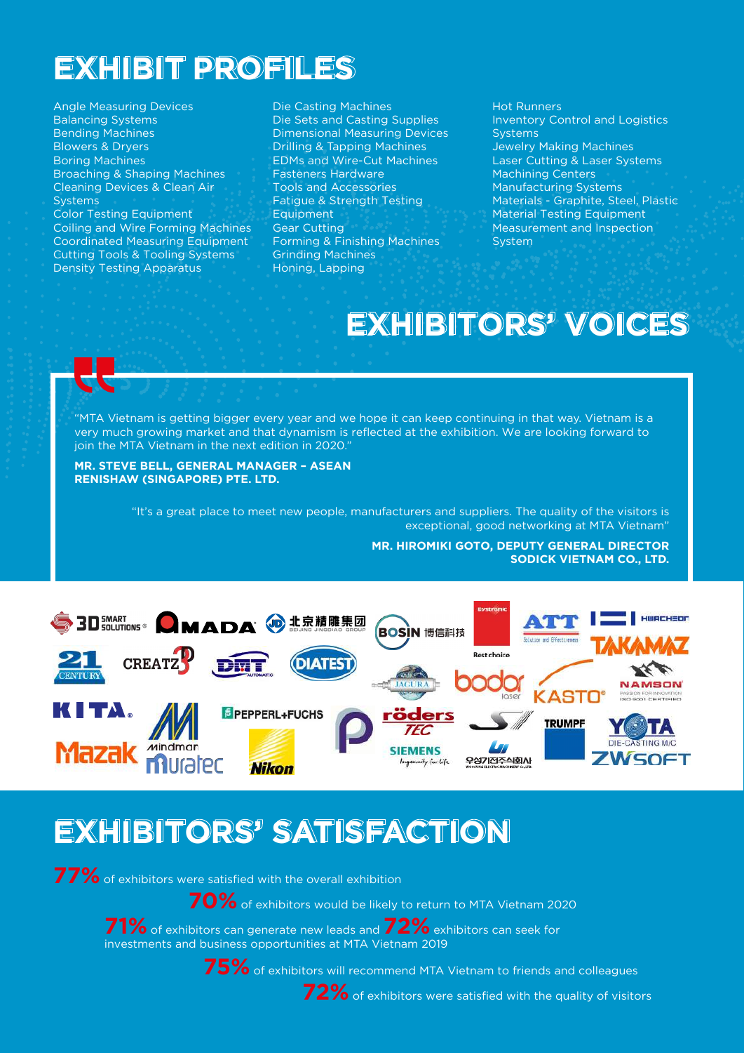# EXHIBIT PROFILES

- Angle Measuring Devices
- Balancing Systems
- Bending Machines
- Blowers & Dryers
- Boring Machines
- Broaching & Shaping Machines
- Cleaning Devices & Clean Air Systems
- Color Testing Equipment
- Coiling and Wire Forming Machines
- Coordinated Measuring Equipment
- Cutting Tools & Tooling Systems
- Density Testing Apparatus
- Die Casting Machines
- Die Sets and Casting Supplies
- Dimensional Measuring Devices
- Drilling & Tapping Machines
- EDMs and Wire-Cut Machines
- Fasteners Hardware
- Tools and Accessories
- Fatigue & Strength Testing Equipment
- Gear Cutting
- Forming & Finishing Machines
- Grinding Machines
- Honing, Lapping
- Hot Runners
- Inventory Control and Logistics Systems
- Jewelry Making Machines
- Laser Cutting & Laser Systems
- Machining Centers
- Manufacturing Systems
- Materials - Graphite, Steel, Plastic
- Material Testing Equipment
- Measurement and Inspection System

# EXHIBITORS' VOICES

"MTA Vietnam is getting bigger every year and we hope it can keep continuing in that way. Vietnam is a very much growing market and that dynamism is reflected at the exhibition. We are looking forward to join the MTA Vietnam in the next edition in 2020."

**MR. STEVE BELL, GENERAL MANAGER – ASEAN**
**RENISHAW (SINGAPORE) PTE. LTD.**

"It's a great place to meet new people, manufacturers and suppliers. The quality of the visitors is exceptional, good networking at MTA Vietnam"

**MR. HIROMIKI GOTO, DEPUTY GENERAL DIRECTOR**
**SODICK VIETNAM CO., LTD.**

# EXHIBITORS' SATISFACTION

**77%** of exhibitors were satisfied with the overall exhibition

**70%** of exhibitors would be likely to return to MTA Vietnam 2020

**71%** of exhibitors can generate new leads and **72%** exhibitors can seek for investments and business opportunities at MTA Vietnam 2019

**75%** of exhibitors will recommend MTA Vietnam to friends and colleagues

**72%** of exhibitors were satisfied with the quality of visitors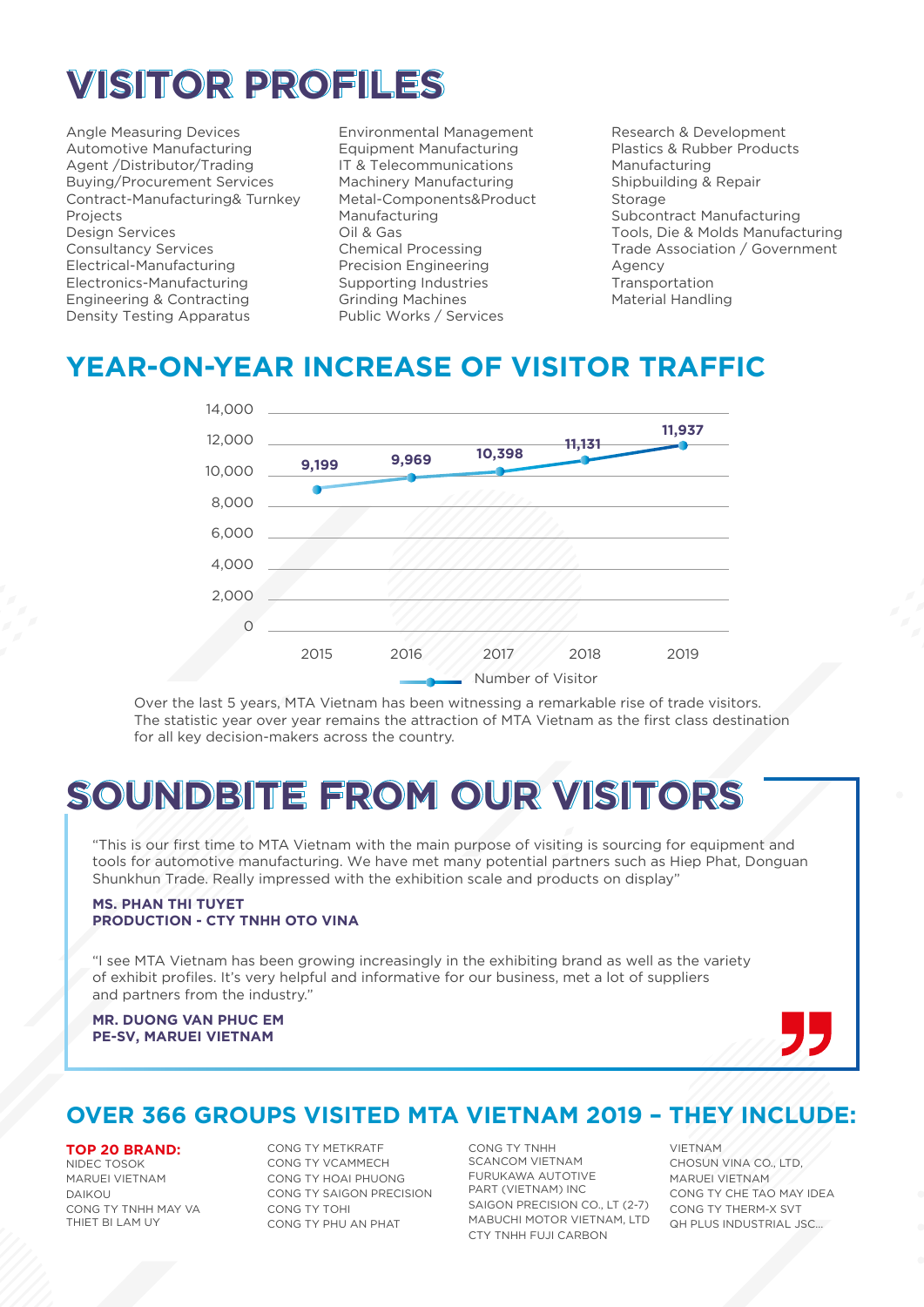# VISITOR PROFILES

Angle Measuring Devices
Automotive Manufacturing
Agent /Distributor/Trading
Buying/Procurement Services
Contract-Manufacturing& Turnkey Projects
Design Services
Consultancy Services
Electrical-Manufacturing
Electronics-Manufacturing
Engineering & Contracting
Density Testing Apparatus
Environmental Management
Equipment Manufacturing
IT & Telecommunications
Machinery Manufacturing
Metal-Components&Product Manufacturing
Oil & Gas
Chemical Processing
Precision Engineering
Supporting Industries
Grinding Machines
Public Works / Services
Research & Development
Plastics & Rubber Products Manufacturing
Shipbuilding & Repair
Storage
Subcontract Manufacturing
Tools, Die & Molds Manufacturing
Trade Association / Government Agency
Transportation
Material Handling

## YEAR-ON-YEAR INCREASE OF VISITOR TRAFFIC

| Year | Number of Visitor |
|---|---|
| 2015 | 9,199 |
| 2016 | 9,969 |
| 2017 | 10,398 |
| 2018 | 11,131 |
| 2019 | 11,937 |

Over the last 5 years, MTA Vietnam has been witnessing a remarkable rise of trade visitors. The statistic year over year remains the attraction of MTA Vietnam as the first class destination for all key decision-makers across the country.

# SOUNDBITE FROM OUR VISITORS

"This is our first time to MTA Vietnam with the main purpose of visiting is sourcing for equipment and tools for automotive manufacturing. We have met many potential partners such as Hiep Phat, Donguan Shunkhun Trade. Really impressed with the exhibition scale and products on display"

**MS. PHAN THI TUYET**
**PRODUCTION - CTY TNHH OTO VINA**

"I see MTA Vietnam has been growing increasingly in the exhibiting brand as well as the variety of exhibit profiles. It's very helpful and informative for our business, met a lot of suppliers and partners from the industry."

**MR. DUONG VAN PHUC EM**
**PE-SV, MARUEI VIETNAM**

## OVER 366 GROUPS VISITED MTA VIETNAM 2019 – THEY INCLUDE:

**TOP 20 BRAND:**

NIDEC TOSOK
MARUEI VIETNAM
DAIKOU
CONG TY TNHH MAY VA THIET BI LAM UY
CONG TY METKRATF
CONG TY VCAMMECH
CONG TY HOAI PHUONG
CONG TY SAIGON PRECISION
CONG TY TOHI
CONG TY PHU AN PHAT
CONG TY TNHH SCANCOM VIETNAM
FURUKAWA AUTOTIVE PART (VIETNAM) INC
SAIGON PRECISION CO., LT (2-7)
MABUCHI MOTOR VIETNAM, LTD
CTY TNHH FUJI CARBON VIETNAM
CHOSUN VINA CO., LTD,
MARUEI VIETNAM
CONG TY CHE TAO MAY IDEA
CONG TY THERM-X SVT
QH PLUS INDUSTRIAL JSC...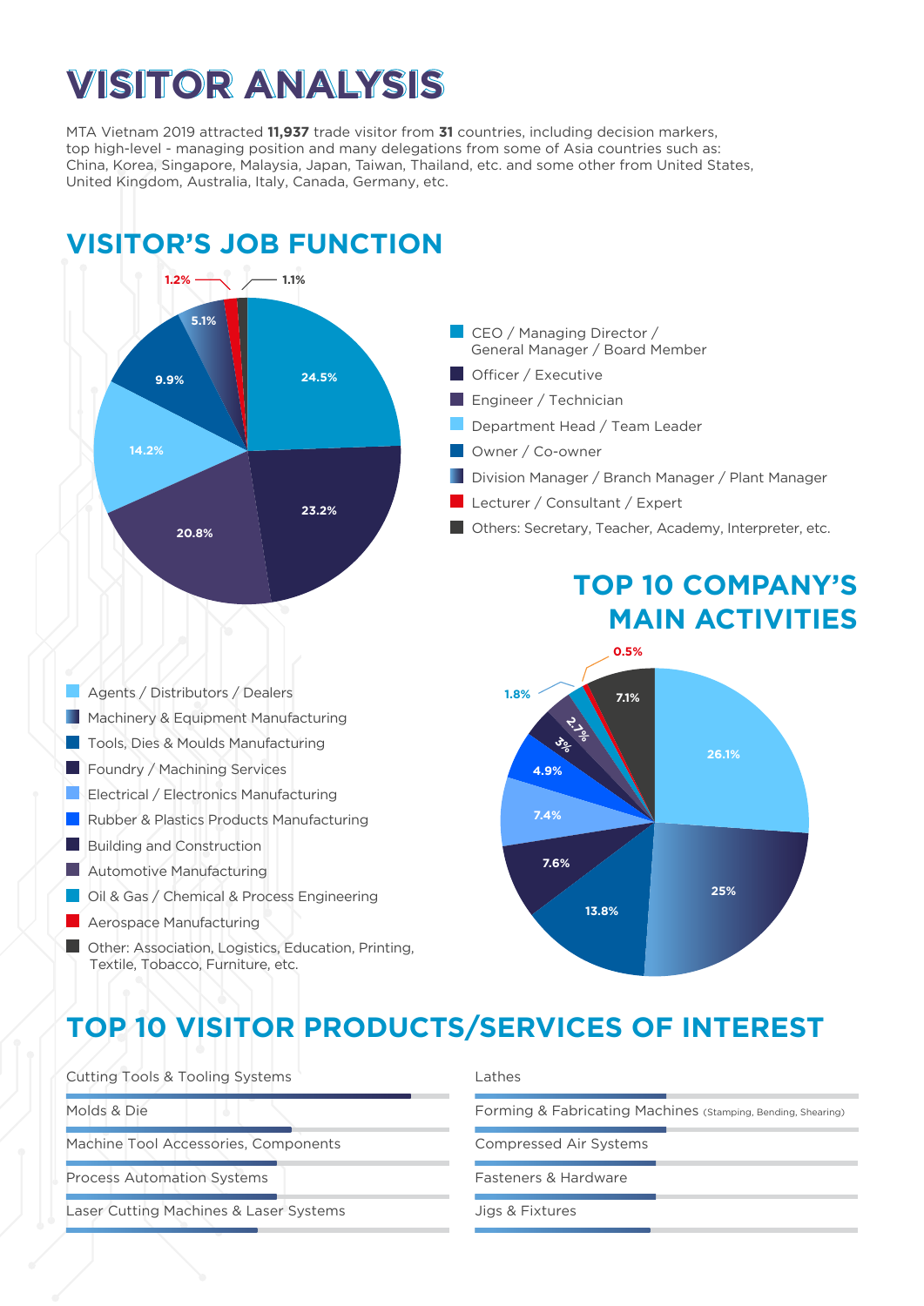# VISITOR ANALYSIS

MTA Vietnam 2019 attracted **11,937** trade visitor from **31** countries, including decision markers, top high-level - managing position and many delegations from some of Asia countries such as: China, Korea, Singapore, Malaysia, Japan, Taiwan, Thailand, etc. and some other from United States, United Kingdom, Australia, Italy, Canada, Germany, etc.

## VISITOR'S JOB FUNCTION

| Job Function | % |
|---|---|
| CEO / Managing Director / General Manager / Board Member | 24.5% |
| Officer / Executive | 23.2% |
| Engineer / Technician | 20.8% |
| Department Head / Team Leader | 14.2% |
| Owner / Co-owner | 9.9% |
| Division Manager / Branch Manager / Plant Manager | 5.1% |
| Lecturer / Consultant / Expert | 1.2% |
| Others: Secretary, Teacher, Academy, Interpreter, etc. | 1.1% |

## TOP 10 COMPANY'S MAIN ACTIVITIES

| Activity | % |
|---|---|
| Agents / Distributors / Dealers | 26.1% |
| Machinery & Equipment Manufacturing | 25% |
| Tools, Dies & Moulds Manufacturing | 13.8% |
| Foundry / Machining Services | 7.6% |
| Electrical / Electronics Manufacturing | 7.4% |
| Rubber & Plastics Products Manufacturing | 4.9% |
| Building and Construction | 3% |
| Automotive Manufacturing | 2.7% |
| Oil & Gas / Chemical & Process Engineering | 1.8% |
| Aerospace Manufacturing | 0.5% |
| Other: Association, Logistics, Education, Printing, Textile, Tobacco, Furniture, etc. | 7.1% |

## TOP 10 VISITOR PRODUCTS/SERVICES OF INTEREST

- Cutting Tools & Tooling Systems
- Molds & Die
- Machine Tool Accessories, Components
- Process Automation Systems
- Laser Cutting Machines & Laser Systems
- Lathes
- Forming & Fabricating Machines (Stamping, Bending, Shearing)
- Compressed Air Systems
- Fasteners & Hardware
- Jigs & Fixtures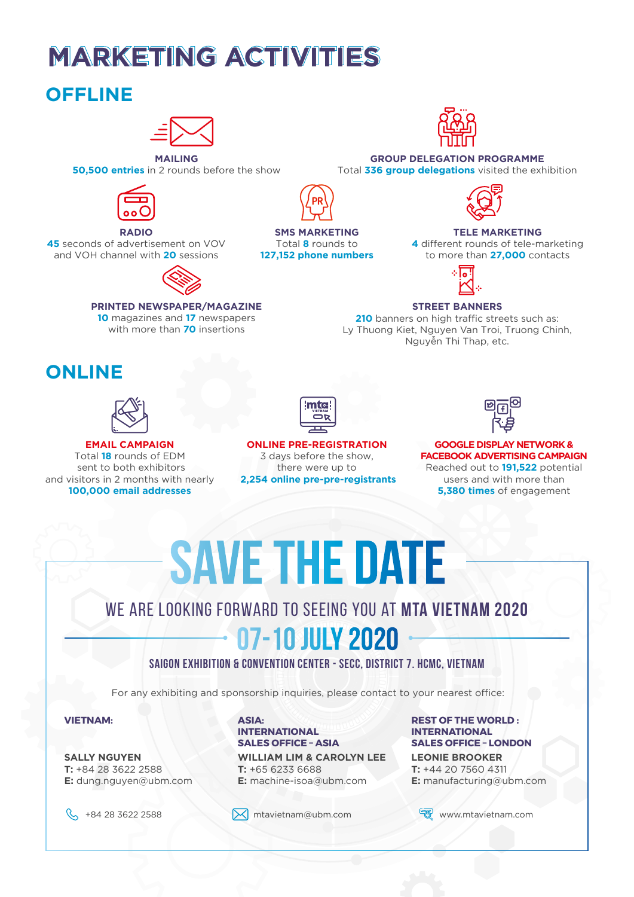# MARKETING ACTIVITIES

## OFFLINE

**MAILING**
**50,500 entries** in 2 rounds before the show

**GROUP DELEGATION PROGRAMME**
Total **336 group delegations** visited the exhibition

**RADIO**
**45** seconds of advertisement on VOV and VOH channel with **20** sessions

**SMS MARKETING**
Total **8** rounds to **127,152 phone numbers**

**TELE MARKETING**
**4** different rounds of tele-marketing to more than **27,000** contacts

**PRINTED NEWSPAPER/MAGAZINE**
**10** magazines and **17** newspapers with more than **70** insertions

**STREET BANNERS**
**210** banners on high traffic streets such as: Ly Thuong Kiet, Nguyen Van Troi, Truong Chinh, Nguyễn Thi Thap, etc.

## ONLINE

**EMAIL CAMPAIGN**
Total **18** rounds of EDM sent to both exhibitors and visitors in 2 months with nearly **100,000 email addresses**

**ONLINE PRE-REGISTRATION**
3 days before the show, there were up to **2,254 online pre-pre-registrants**

**GOOGLE DISPLAY NETWORK & FACEBOOK ADVERTISING CAMPAIGN**
Reached out to **191,522** potential users and with more than **5,380 times** of engagement

# SAVE THE DATE

WE ARE LOOKING FORWARD TO SEEING YOU AT **MTA VIETNAM 2020**

## 07-10 JULY 2020

**SAIGON EXHIBITION & CONVENTION CENTER - SECC, DISTRICT 7. HCMC, VIETNAM**

For any exhibiting and sponsorship inquiries, please contact to your nearest office:

**VIETNAM:**

**SALLY NGUYEN**
**T:** +84 28 3622 2588
**E:** dung.nguyen@ubm.com

**ASIA:**
**INTERNATIONAL SALES OFFICE - ASIA**

**WILLIAM LIM & CAROLYN LEE**
**T:** +65 6233 6688
**E:** machine-isoa@ubm.com

**REST OF THE WORLD :**
**INTERNATIONAL SALES OFFICE - LONDON**

**LEONIE BROOKER**
**T:** +44 20 7560 4311
**E:** manufacturing@ubm.com

+84 28 3622 2588 | mtavietnam@ubm.com | www.mtavietnam.com